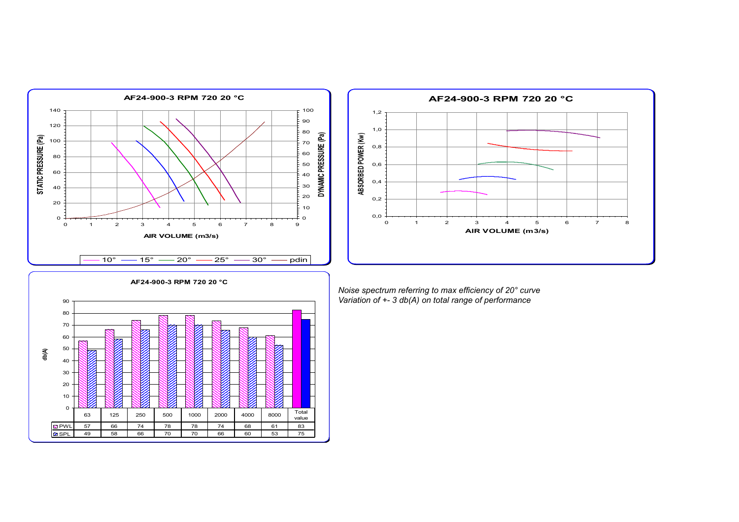## AF24-900-3 RPM 720 20 °C

STATIC PRESSURE (Pa) / DYNAMIC PRESSURE (Pa) vs AIR VOLUME (m3/s)

Legend: 10° — 15° — 20° — 25° — 30° — pdin

## AF24-900-3 RPM 720 20 °C

ABSORBED POWER (Kw) vs AIR VOLUME (m3/s)

## AF24-900-3 RPM 720 20 °C

db(A)

| | 63 | 125 | 250 | 500 | 1000 | 2000 | 4000 | 8000 | Total value |
|---|---|---|---|---|---|---|---|---|---|
| PWL | 57 | 66 | 74 | 78 | 78 | 74 | 68 | 61 | 83 |
| SPL | 49 | 58 | 66 | 70 | 70 | 66 | 60 | 53 | 75 |

*Noise spectrum referring to max efficiency of 20° curve*
*Variation of +- 3 db(A) on total range of performance*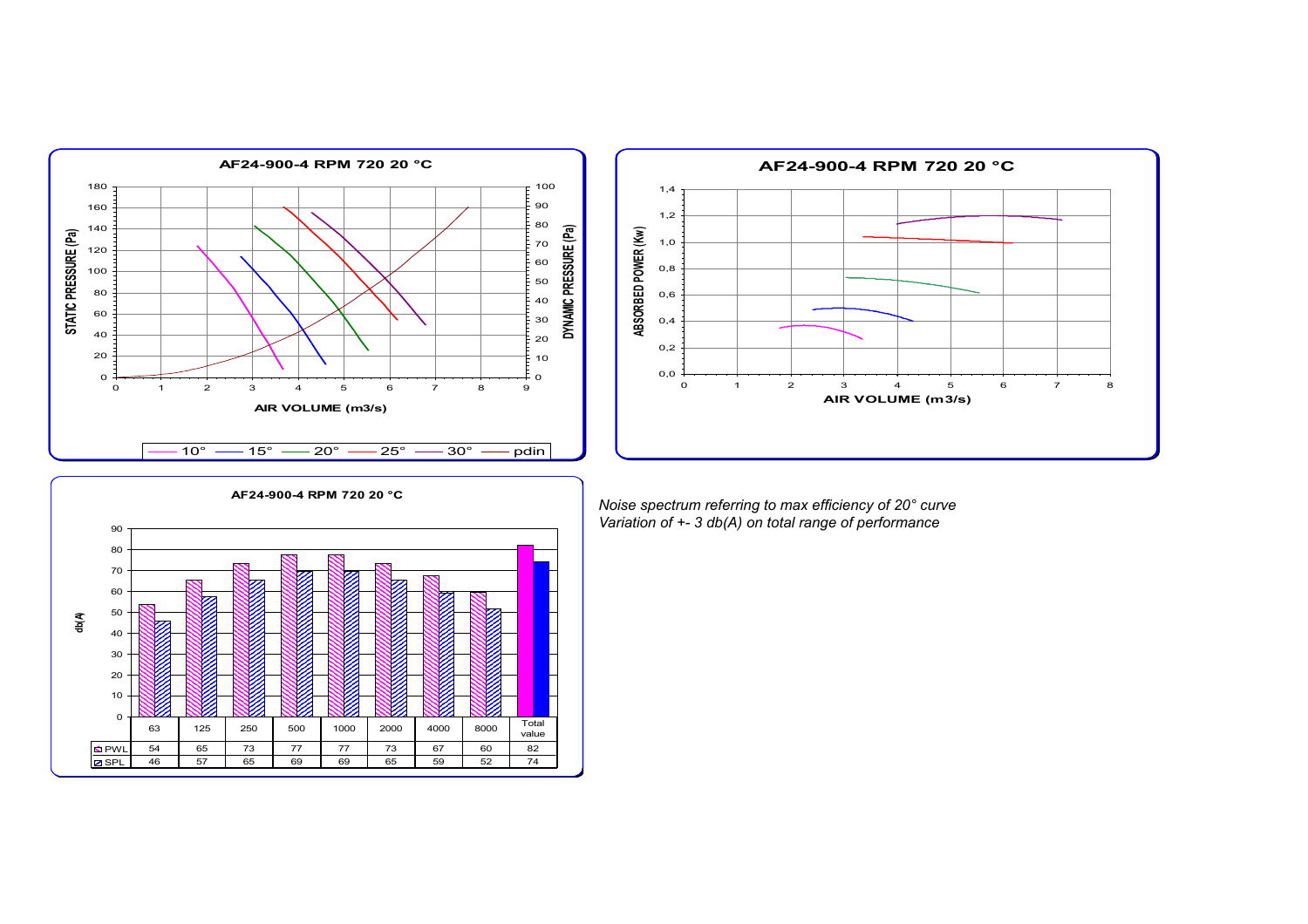**AF24-900-4 RPM 720 20 °C**

STATIC PRESSURE (Pa) / DYNAMIC PRESSURE (Pa) vs AIR VOLUME (m3/s)

Legend: 10° — 15° — 20° — 25° — 30° — pdin

**AF24-900-4 RPM 720 20 °C**

ABSORBED POWER (Kw) vs AIR VOLUME (m3/s)

**AF24-900-4 RPM 720 20 °C**

db(A)

| | 63 | 125 | 250 | 500 | 1000 | 2000 | 4000 | 8000 | Total value |
|---|---|---|---|---|---|---|---|---|---|
| PWL | 54 | 65 | 73 | 77 | 77 | 73 | 67 | 60 | 82 |
| SPL | 46 | 57 | 65 | 69 | 69 | 65 | 59 | 52 | 74 |

*Noise spectrum referring to max efficiency of 20° curve*
*Variation of +- 3 db(A) on total range of performance*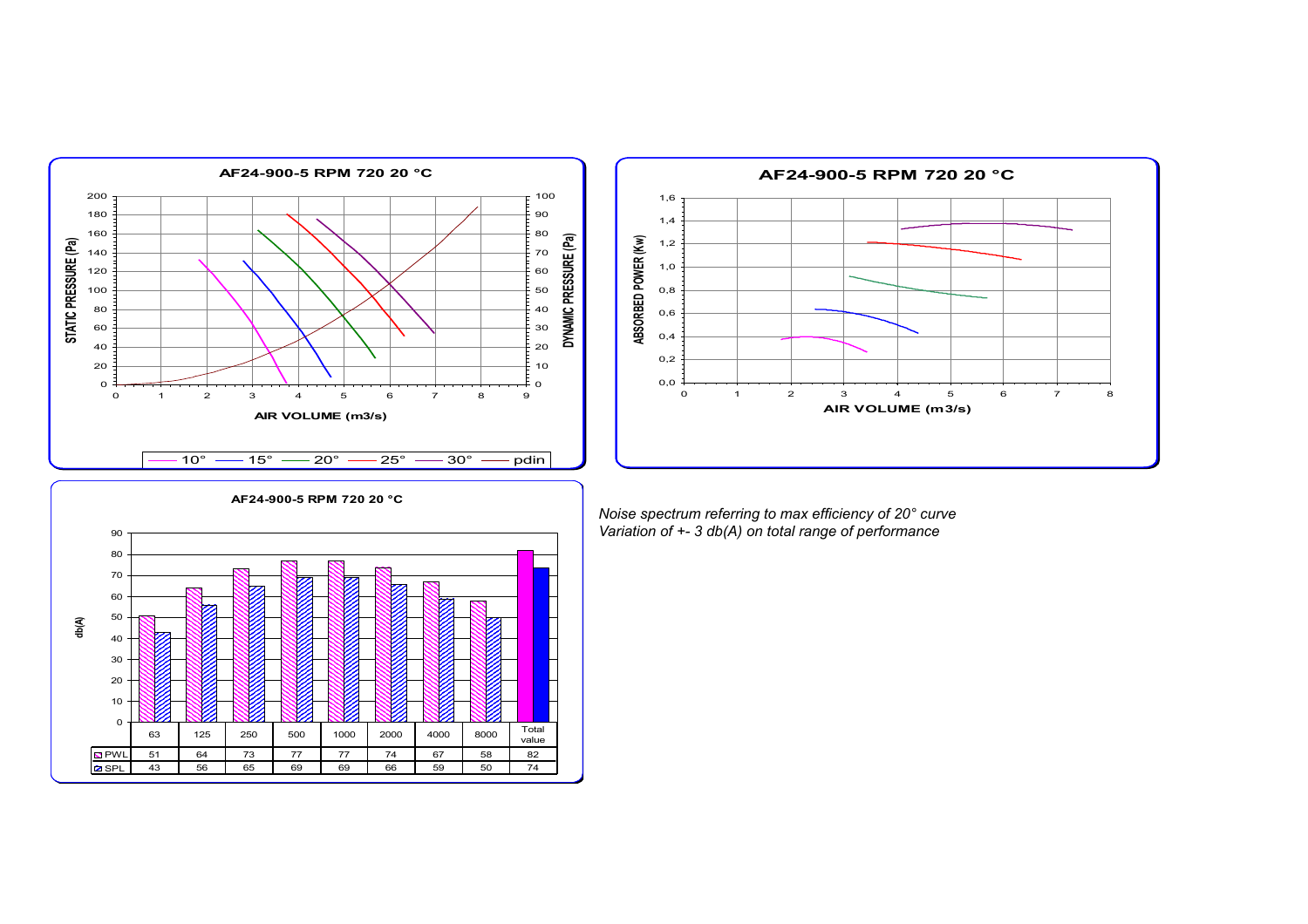AF24-900-5 RPM 720 20 °C

STATIC PRESSURE (Pa)

DYNAMIC PRESSURE (Pa)

AIR VOLUME (m3/s)

0 1 2 3 4 5 6 7 8 9

0 20 40 60 80 100 120 140 160 180 200

0 10 20 30 40 50 60 70 80 90 100

10° 15° 20° 25° 30° pdin

AF24-900-5 RPM 720 20 °C

ABSORBED POWER (Kw)

AIR VOLUME (m3/s)

0,0 0,2 0,4 0,6 0,8 1,0 1,2 1,4 1,6

0 1 2 3 4 5 6 7 8

AF24-900-5 RPM 720 20 °C

db(A)

0 10 20 30 40 50 60 70 80 90

| | 63 | 125 | 250 | 500 | 1000 | 2000 | 4000 | 8000 | Total value |
|---|---|---|---|---|---|---|---|---|---|
| PWL | 51 | 64 | 73 | 77 | 77 | 74 | 67 | 58 | 82 |
| SPL | 43 | 56 | 65 | 69 | 69 | 66 | 59 | 50 | 74 |

*Noise spectrum referring to max efficiency of 20° curve*
*Variation of +- 3 db(A) on total range of performance*